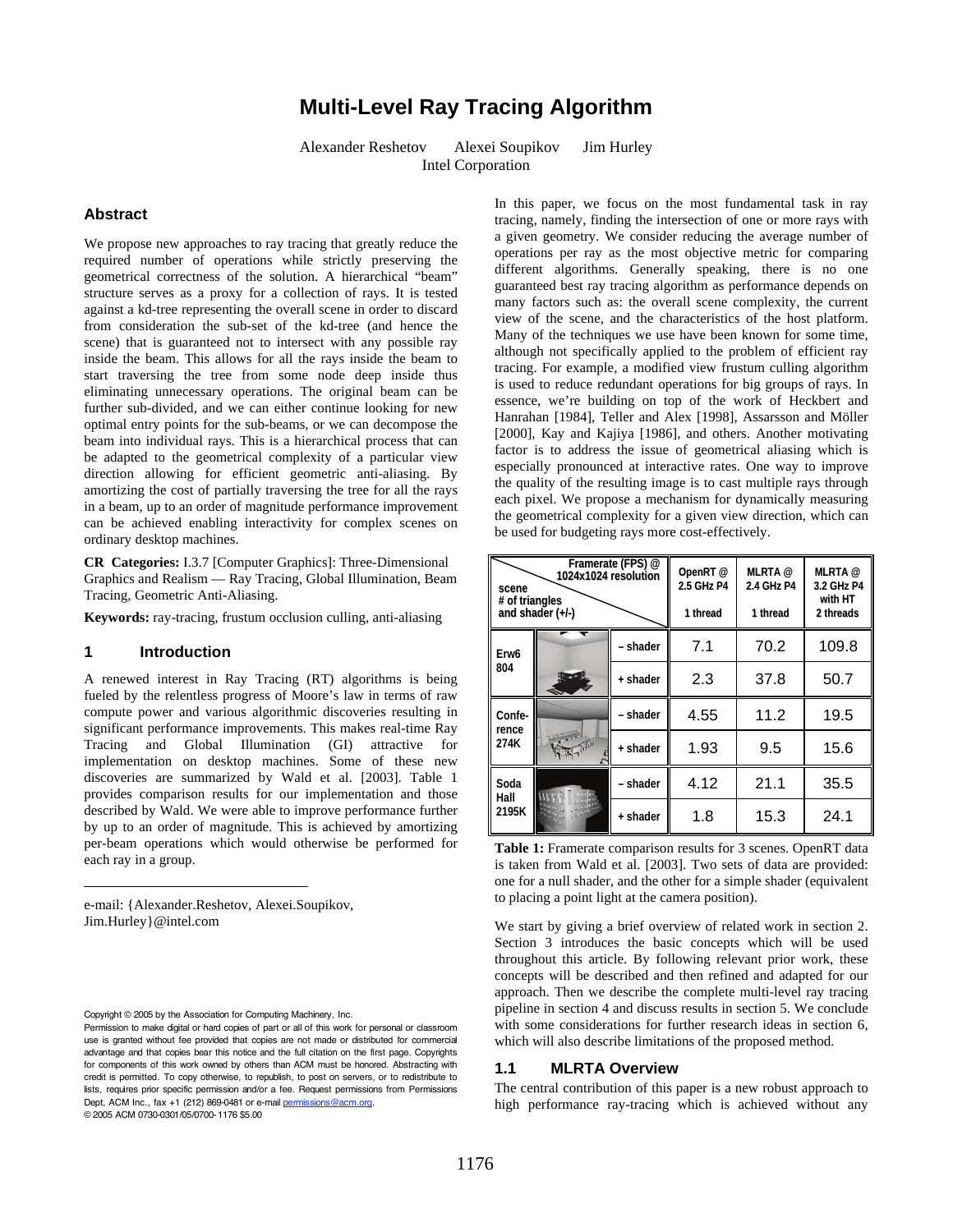# Multi-Level Ray Tracing Algorithm

Alexander Reshetov Alexei Soupikov Jim Hurley
Intel Corporation

## Abstract

We propose new approaches to ray tracing that greatly reduce the required number of operations while strictly preserving the geometrical correctness of the solution. A hierarchical "beam" structure serves as a proxy for a collection of rays. It is tested against a kd-tree representing the overall scene in order to discard from consideration the sub-set of the kd-tree (and hence the scene) that is guaranteed not to intersect with any possible ray inside the beam. This allows for all the rays inside the beam to start traversing the tree from some node deep inside thus eliminating unnecessary operations. The original beam can be further sub-divided, and we can either continue looking for new optimal entry points for the sub-beams, or we can decompose the beam into individual rays. This is a hierarchical process that can be adapted to the geometrical complexity of a particular view direction allowing for efficient geometric anti-aliasing. By amortizing the cost of partially traversing the tree for all the rays in a beam, up to an order of magnitude performance improvement can be achieved enabling interactivity for complex scenes on ordinary desktop machines.

**CR Categories:** I.3.7 [Computer Graphics]: Three-Dimensional Graphics and Realism — Ray Tracing, Global Illumination, Beam Tracing, Geometric Anti-Aliasing.

**Keywords:** ray-tracing, frustum occlusion culling, anti-aliasing

## 1 Introduction

A renewed interest in Ray Tracing (RT) algorithms is being fueled by the relentless progress of Moore's law in terms of raw compute power and various algorithmic discoveries resulting in significant performance improvements. This makes real-time Ray Tracing and Global Illumination (GI) attractive for implementation on desktop machines. Some of these new discoveries are summarized by Wald et al. [2003]. Table 1 provides comparison results for our implementation and those described by Wald. We were able to improve performance further by up to an order of magnitude. This is achieved by amortizing per-beam operations which would otherwise be performed for each ray in a group.

e-mail: {Alexander.Reshetov, Alexei.Soupikov, Jim.Hurley}@intel.com

Copyright © 2005 by the Association for Computing Machinery, Inc.
Permission to make digital or hard copies of part or all of this work for personal or classroom use is granted without fee provided that copies are not made or distributed for commercial advantage and that copies bear this notice and the full citation on the first page. Copyrights for components of this work owned by others than ACM must be honored. Abstracting with credit is permitted. To copy otherwise, to republish, to post on servers, or to redistribute to lists, requires prior specific permission and/or a fee. Request permissions from Permissions Dept, ACM Inc., fax +1 (212) 869-0481 or e-mail permissions@acm.org.
© 2005 ACM 0730-0301/05/0700-1176 $5.00

In this paper, we focus on the most fundamental task in ray tracing, namely, finding the intersection of one or more rays with a given geometry. We consider reducing the average number of operations per ray as the most objective metric for comparing different algorithms. Generally speaking, there is no one guaranteed best ray tracing algorithm as performance depends on many factors such as: the overall scene complexity, the current view of the scene, and the characteristics of the host platform. Many of the techniques we use have been known for some time, although not specifically applied to the problem of efficient ray tracing. For example, a modified view frustum culling algorithm is used to reduce redundant operations for big groups of rays. In essence, we're building on top of the work of Heckbert and Hanrahan [1984], Teller and Alex [1998], Assarsson and Möller [2000], Kay and Kajiya [1986], and others. Another motivating factor is to address the issue of geometrical aliasing which is especially pronounced at interactive rates. One way to improve the quality of the resulting image is to cast multiple rays through each pixel. We propose a mechanism for dynamically measuring the geometrical complexity for a given view direction, which can be used for budgeting rays more cost-effectively.

| scene # of triangles and shader (+/-) | Framerate (FPS) @ 1024x1024 resolution | | OpenRT @ 2.5 GHz P4 1 thread | MLRTA @ 2.4 GHz P4 1 thread | MLRTA @ 3.2 GHz P4 with HT 2 threads |
|---|---|---|---|---|---|
| Erw6 804 | | – shader | 7.1 | 70.2 | 109.8 |
| | | + shader | 2.3 | 37.8 | 50.7 |
| Conference 274K | | – shader | 4.55 | 11.2 | 19.5 |
| | | + shader | 1.93 | 9.5 | 15.6 |
| Soda Hall 2195K | | – shader | 4.12 | 21.1 | 35.5 |
| | | + shader | 1.8 | 15.3 | 24.1 |

**Table 1:** Framerate comparison results for 3 scenes. OpenRT data is taken from Wald et al. [2003]. Two sets of data are provided: one for a null shader, and the other for a simple shader (equivalent to placing a point light at the camera position).

We start by giving a brief overview of related work in section 2. Section 3 introduces the basic concepts which will be used throughout this article. By following relevant prior work, these concepts will be described and then refined and adapted for our approach. Then we describe the complete multi-level ray tracing pipeline in section 4 and discuss results in section 5. We conclude with some considerations for further research ideas in section 6, which will also describe limitations of the proposed method.

### 1.1 MLRTA Overview

The central contribution of this paper is a new robust approach to high performance ray-tracing which is achieved without any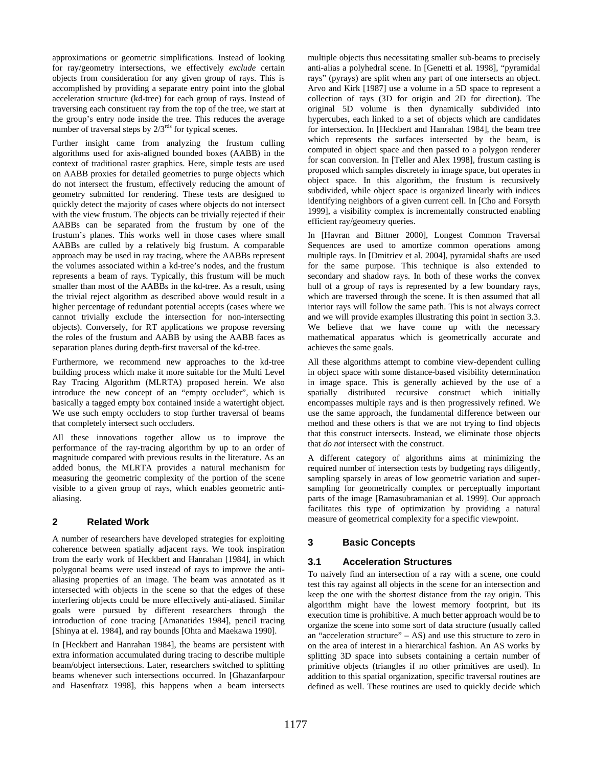approximations or geometric simplifications*.* Instead of looking for ray/geometry intersections, we effectively *exclude* certain objects from consideration for any given group of rays. This is accomplished by providing a separate entry point into the global acceleration structure (kd-tree) for each group of rays. Instead of traversing each constituent ray from the top of the tree, we start at the group's entry node inside the tree. This reduces the average number of traversal steps by 2/3[rds] for typical scenes.

Further insight came from analyzing the frustum culling algorithms used for axis-aligned bounded boxes (AABB) in the context of traditional raster graphics. Here, simple tests are used on AABB proxies for detailed geometries to purge objects which do not intersect the frustum, effectively reducing the amount of geometry submitted for rendering. These tests are designed to quickly detect the majority of cases where objects do not intersect with the view frustum. The objects can be trivially rejected if their AABBs can be separated from the frustum by one of the frustum's planes. This works well in those cases where small AABBs are culled by a relatively big frustum. A comparable approach may be used in ray tracing, where the AABBs represent the volumes associated within a kd-tree's nodes, and the frustum represents a beam of rays. Typically, this frustum will be much smaller than most of the AABBs in the kd-tree. As a result, using the trivial reject algorithm as described above would result in a higher percentage of redundant potential accepts (cases where we cannot trivially exclude the intersection for non-intersecting objects). Conversely, for RT applications we propose reversing the roles of the frustum and AABB by using the AABB faces as separation planes during depth-first traversal of the kd-tree.

Furthermore, we recommend new approaches to the kd-tree building process which make it more suitable for the Multi Level Ray Tracing Algorithm (MLRTA) proposed herein. We also introduce the new concept of an "empty occluder", which is basically a tagged empty box contained inside a watertight object. We use such empty occluders to stop further traversal of beams that completely intersect such occluders.

All these innovations together allow us to improve the performance of the ray-tracing algorithm by up to an order of magnitude compared with previous results in the literature. As an added bonus, the MLRTA provides a natural mechanism for measuring the geometric complexity of the portion of the scene visible to a given group of rays, which enables geometric anti-aliasing.

## 2 Related Work

A number of researchers have developed strategies for exploiting coherence between spatially adjacent rays. We took inspiration from the early work of Heckbert and Hanrahan [1984], in which polygonal beams were used instead of rays to improve the anti-aliasing properties of an image. The beam was annotated as it intersected with objects in the scene so that the edges of these interfering objects could be more effectively anti-aliased. Similar goals were pursued by different researchers through the introduction of cone tracing [Amanatides 1984], pencil tracing [Shinya at el. 1984], and ray bounds [Ohta and Maekawa 1990].

In [Heckbert and Hanrahan 1984], the beams are persistent with extra information accumulated during tracing to describe multiple beam/object intersections. Later, researchers switched to splitting beams whenever such intersections occurred. In [Ghazanfarpour and Hasenfratz 1998], this happens when a beam intersects multiple objects thus necessitating smaller sub-beams to precisely anti-alias a polyhedral scene. In [Genetti et al. 1998], "pyramidal rays" (pyrays) are split when any part of one intersects an object. Arvo and Kirk [1987] use a volume in a 5D space to represent a collection of rays (3D for origin and 2D for direction). The original 5D volume is then dynamically subdivided into hypercubes, each linked to a set of objects which are candidates for intersection. In [Heckbert and Hanrahan 1984], the beam tree which represents the surfaces intersected by the beam, is computed in object space and then passed to a polygon renderer for scan conversion. In [Teller and Alex 1998], frustum casting is proposed which samples discretely in image space, but operates in object space. In this algorithm, the frustum is recursively subdivided, while object space is organized linearly with indices identifying neighbors of a given current cell. In [Cho and Forsyth 1999], a visibility complex is incrementally constructed enabling efficient ray/geometry queries.

In [Havran and Bittner 2000], Longest Common Traversal Sequences are used to amortize common operations among multiple rays. In [Dmitriev et al. 2004], pyramidal shafts are used for the same purpose. This technique is also extended to secondary and shadow rays. In both of these works the convex hull of a group of rays is represented by a few boundary rays, which are traversed through the scene. It is then assumed that all interior rays will follow the same path. This is not always correct and we will provide examples illustrating this point in section 3.3. We believe that we have come up with the necessary mathematical apparatus which is geometrically accurate and achieves the same goals.

All these algorithms attempt to combine view-dependent culling in object space with some distance-based visibility determination in image space. This is generally achieved by the use of a spatially distributed recursive construct which initially encompasses multiple rays and is then progressively refined. We use the same approach, the fundamental difference between our method and these others is that we are not trying to find objects that this construct intersects. Instead, we eliminate those objects that *do not* intersect with the construct.

A different category of algorithms aims at minimizing the required number of intersection tests by budgeting rays diligently, sampling sparsely in areas of low geometric variation and super-sampling for geometrically complex or perceptually important parts of the image [Ramasubramanian et al. 1999]. Our approach facilitates this type of optimization by providing a natural measure of geometrical complexity for a specific viewpoint.

## 3 Basic Concepts

### 3.1 Acceleration Structures

To naively find an intersection of a ray with a scene, one could test this ray against all objects in the scene for an intersection and keep the one with the shortest distance from the ray origin. This algorithm might have the lowest memory footprint, but its execution time is prohibitive. A much better approach would be to organize the scene into some sort of data structure (usually called an "acceleration structure" – AS) and use this structure to zero in on the area of interest in a hierarchical fashion. An AS works by splitting 3D space into subsets containing a certain number of primitive objects (triangles if no other primitives are used). In addition to this spatial organization, specific traversal routines are defined as well. These routines are used to quickly decide which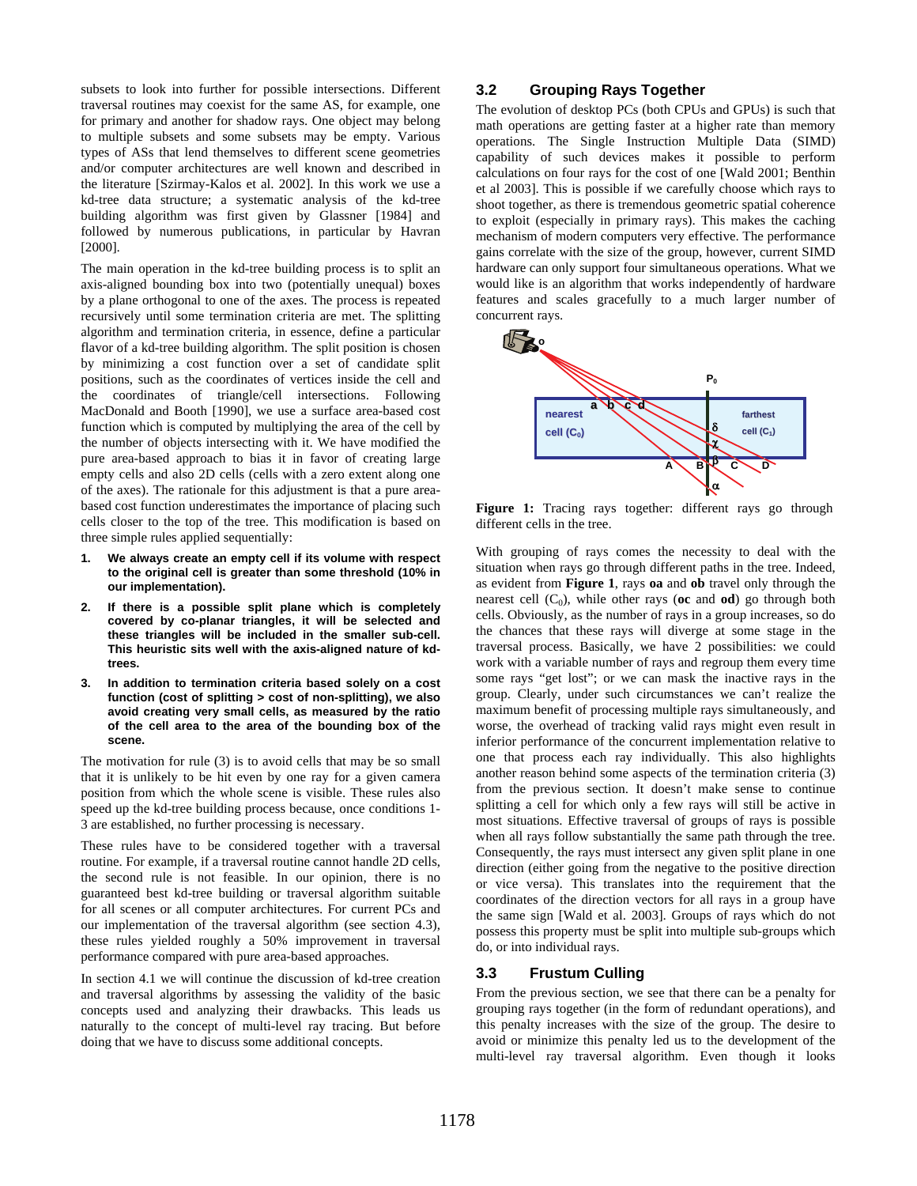subsets to look into further for possible intersections. Different traversal routines may coexist for the same AS, for example, one for primary and another for shadow rays. One object may belong to multiple subsets and some subsets may be empty. Various types of ASs that lend themselves to different scene geometries and/or computer architectures are well known and described in the literature [Szirmay-Kalos et al. 2002]. In this work we use a kd-tree data structure; a systematic analysis of the kd-tree building algorithm was first given by Glassner [1984] and followed by numerous publications, in particular by Havran [2000].

The main operation in the kd-tree building process is to split an axis-aligned bounding box into two (potentially unequal) boxes by a plane orthogonal to one of the axes. The process is repeated recursively until some termination criteria are met. The splitting algorithm and termination criteria, in essence, define a particular flavor of a kd-tree building algorithm. The split position is chosen by minimizing a cost function over a set of candidate split positions, such as the coordinates of vertices inside the cell and the coordinates of triangle/cell intersections. Following MacDonald and Booth [1990], we use a surface area-based cost function which is computed by multiplying the area of the cell by the number of objects intersecting with it. We have modified the pure area-based approach to bias it in favor of creating large empty cells and also 2D cells (cells with a zero extent along one of the axes). The rationale for this adjustment is that a pure area-based cost function underestimates the importance of placing such cells closer to the top of the tree. This modification is based on three simple rules applied sequentially:

1. **We always create an empty cell if its volume with respect to the original cell is greater than some threshold (10% in our implementation).**
2. **If there is a possible split plane which is completely covered by co-planar triangles, it will be selected and these triangles will be included in the smaller sub-cell. This heuristic sits well with the axis-aligned nature of kd-trees.**
3. **In addition to termination criteria based solely on a cost function (cost of splitting > cost of non-splitting), we also avoid creating very small cells, as measured by the ratio of the cell area to the area of the bounding box of the scene.**

The motivation for rule (3) is to avoid cells that may be so small that it is unlikely to be hit even by one ray for a given camera position from which the whole scene is visible. These rules also speed up the kd-tree building process because, once conditions 1-3 are established, no further processing is necessary.

These rules have to be considered together with a traversal routine. For example, if a traversal routine cannot handle 2D cells, the second rule is not feasible. In our opinion, there is no guaranteed best kd-tree building or traversal algorithm suitable for all scenes or all computer architectures. For current PCs and our implementation of the traversal algorithm (see section 4.3), these rules yielded roughly a 50% improvement in traversal performance compared with pure area-based approaches.

In section 4.1 we will continue the discussion of kd-tree creation and traversal algorithms by assessing the validity of the basic concepts used and analyzing their drawbacks. This leads us naturally to the concept of multi-level ray tracing. But before doing that we have to discuss some additional concepts.

## 3.2 Grouping Rays Together

The evolution of desktop PCs (both CPUs and GPUs) is such that math operations are getting faster at a higher rate than memory operations. The Single Instruction Multiple Data (SIMD) capability of such devices makes it possible to perform calculations on four rays for the cost of one [Wald 2001; Benthin et al 2003]. This is possible if we carefully choose which rays to shoot together, as there is tremendous geometric spatial coherence to exploit (especially in primary rays). This makes the caching mechanism of modern computers very effective. The performance gains correlate with the size of the group, however, current SIMD hardware can only support four simultaneous operations. What we would like is an algorithm that works independently of hardware features and scales gracefully to a much larger number of concurrent rays.

**Figure 1:** Tracing rays together: different rays go through different cells in the tree.

With grouping of rays comes the necessity to deal with the situation when rays go through different paths in the tree. Indeed, as evident from **Figure 1**, rays **oa** and **ob** travel only through the nearest cell ($C_0$), while other rays (**oc** and **od**) go through both cells. Obviously, as the number of rays in a group increases, so do the chances that these rays will diverge at some stage in the traversal process. Basically, we have 2 possibilities: we could work with a variable number of rays and regroup them every time some rays "get lost"; or we can mask the inactive rays in the group. Clearly, under such circumstances we can't realize the maximum benefit of processing multiple rays simultaneously, and worse, the overhead of tracking valid rays might even result in inferior performance of the concurrent implementation relative to one that process each ray individually. This also highlights another reason behind some aspects of the termination criteria (3) from the previous section. It doesn't make sense to continue splitting a cell for which only a few rays will still be active in most situations. Effective traversal of groups of rays is possible when all rays follow substantially the same path through the tree. Consequently, the rays must intersect any given split plane in one direction (either going from the negative to the positive direction or vice versa). This translates into the requirement that the coordinates of the direction vectors for all rays in a group have the same sign [Wald et al. 2003]. Groups of rays which do not possess this property must be split into multiple sub-groups which do, or into individual rays.

## 3.3 Frustum Culling

From the previous section, we see that there can be a penalty for grouping rays together (in the form of redundant operations), and this penalty increases with the size of the group. The desire to avoid or minimize this penalty led us to the development of the multi-level ray traversal algorithm. Even though it looks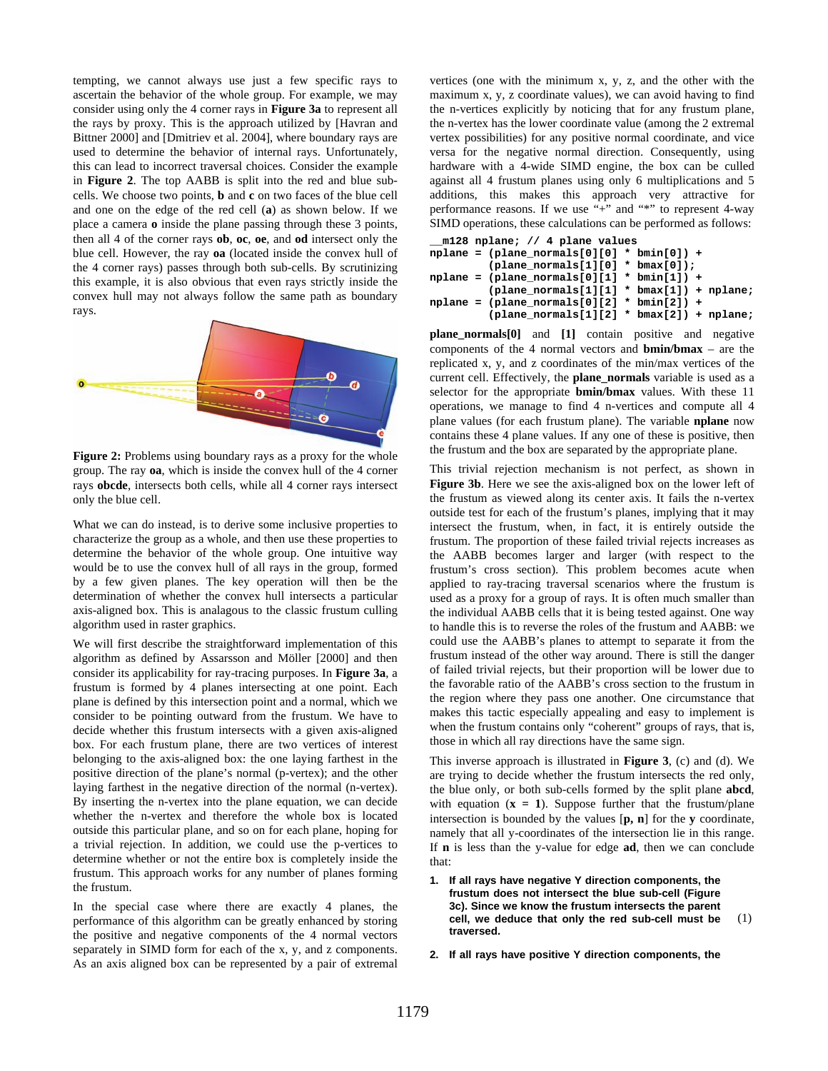tempting, we cannot always use just a few specific rays to ascertain the behavior of the whole group. For example, we may consider using only the 4 corner rays in **Figure 3a** to represent all the rays by proxy. This is the approach utilized by [Havran and Bittner 2000] and [Dmitriev et al. 2004], where boundary rays are used to determine the behavior of internal rays. Unfortunately, this can lead to incorrect traversal choices. Consider the example in **Figure 2**. The top AABB is split into the red and blue sub-cells. We choose two points, **b** and **c** on two faces of the blue cell and one on the edge of the red cell (**a**) as shown below. If we place a camera **o** inside the plane passing through these 3 points, then all 4 of the corner rays **ob**, **oc**, **oe**, and **od** intersect only the blue cell. However, the ray **oa** (located inside the convex hull of the 4 corner rays) passes through both sub-cells. By scrutinizing this example, it is also obvious that even rays strictly inside the convex hull may not always follow the same path as boundary rays.

o
b
d
a
c
e

**Figure 2:** Problems using boundary rays as a proxy for the whole group. The ray **oa**, which is inside the convex hull of the 4 corner rays **obcde**, intersects both cells, while all 4 corner rays intersect only the blue cell.

What we can do instead, is to derive some inclusive properties to characterize the group as a whole, and then use these properties to determine the behavior of the whole group. One intuitive way would be to use the convex hull of all rays in the group, formed by a few given planes. The key operation will then be the determination of whether the convex hull intersects a particular axis-aligned box. This is analagous to the classic frustum culling algorithm used in raster graphics.

We will first describe the straightforward implementation of this algorithm as defined by Assarsson and Möller [2000] and then consider its applicability for ray-tracing purposes. In **Figure 3a**, a frustum is formed by 4 planes intersecting at one point. Each plane is defined by this intersection point and a normal, which we consider to be pointing outward from the frustum. We have to decide whether this frustum intersects with a given axis-aligned box. For each frustum plane, there are two vertices of interest belonging to the axis-aligned box: the one laying farthest in the positive direction of the plane's normal (p-vertex); and the other laying farthest in the negative direction of the normal (n-vertex). By inserting the n-vertex into the plane equation, we can decide whether the n-vertex and therefore the whole box is located outside this particular plane, and so on for each plane, hoping for a trivial rejection. In addition, we could use the p-vertices to determine whether or not the entire box is completely inside the frustum. This approach works for any number of planes forming the frustum.

In the special case where there are exactly 4 planes, the performance of this algorithm can be greatly enhanced by storing the positive and negative components of the 4 normal vectors separately in SIMD form for each of the x, y, and z components. As an axis aligned box can be represented by a pair of extremal vertices (one with the minimum x, y, z, and the other with the maximum x, y, z coordinate values), we can avoid having to find the n-vertices explicitly by noticing that for any frustum plane, the n-vertex has the lower coordinate value (among the 2 extremal vertex possibilities) for any positive normal coordinate, and vice versa for the negative normal direction. Consequently, using hardware with a 4-wide SIMD engine, the box can be culled against all 4 frustum planes using only 6 multiplications and 5 additions, this makes this approach very attractive for performance reasons. If we use "+" and "*" to represent 4-way SIMD operations, these calculations can be performed as follows:

```
__m128 nplane; // 4 plane values
nplane = (plane_normals[0][0] * bmin[0]) +
         (plane_normals[1][0] * bmax[0]);
nplane = (plane_normals[0][1] * bmin[1]) +
         (plane_normals[1][1] * bmax[1]) + nplane;
nplane = (plane_normals[0][2] * bmin[2]) +
         (plane_normals[1][2] * bmax[2]) + nplane;
```

**plane_normals[0]** and **[1]** contain positive and negative components of the 4 normal vectors and **bmin/bmax** – are the replicated x, y, and z coordinates of the min/max vertices of the current cell. Effectively, the **plane_normals** variable is used as a selector for the appropriate **bmin/bmax** values. With these 11 operations, we manage to find 4 n-vertices and compute all 4 plane values (for each frustum plane). The variable **nplane** now contains these 4 plane values. If any one of these is positive, then the frustum and the box are separated by the appropriate plane.

This trivial rejection mechanism is not perfect, as shown in **Figure 3b**. Here we see the axis-aligned box on the lower left of the frustum as viewed along its center axis. It fails the n-vertex outside test for each of the frustum's planes, implying that it may intersect the frustum, when, in fact, it is entirely outside the frustum. The proportion of these failed trivial rejects increases as the AABB becomes larger and larger (with respect to the frustum's cross section). This problem becomes acute when applied to ray-tracing traversal scenarios where the frustum is used as a proxy for a group of rays. It is often much smaller than the individual AABB cells that it is being tested against. One way to handle this is to reverse the roles of the frustum and AABB: we could use the AABB's planes to attempt to separate it from the frustum instead of the other way around. There is still the danger of failed trivial rejects, but their proportion will be lower due to the favorable ratio of the AABB's cross section to the frustum in the region where they pass one another. One circumstance that makes this tactic especially appealing and easy to implement is when the frustum contains only "coherent" groups of rays, that is, those in which all ray directions have the same sign.

This inverse approach is illustrated in **Figure 3**, (c) and (d). We are trying to decide whether the frustum intersects the red only, the blue only, or both sub-cells formed by the split plane **abcd**, with equation (**x = 1**). Suppose further that the frustum/plane intersection is bounded by the values [**p, n**] for the **y** coordinate, namely that all y-coordinates of the intersection lie in this range. If **n** is less than the y-value for edge **ad**, then we can conclude that:

1. **If all rays have negative Y direction components, the frustum does not intersect the blue sub-cell (Figure 3c). Since we know the frustum intersects the parent cell, we deduce that only the red sub-cell must be traversed.** (1)

2. **If all rays have positive Y direction components, the**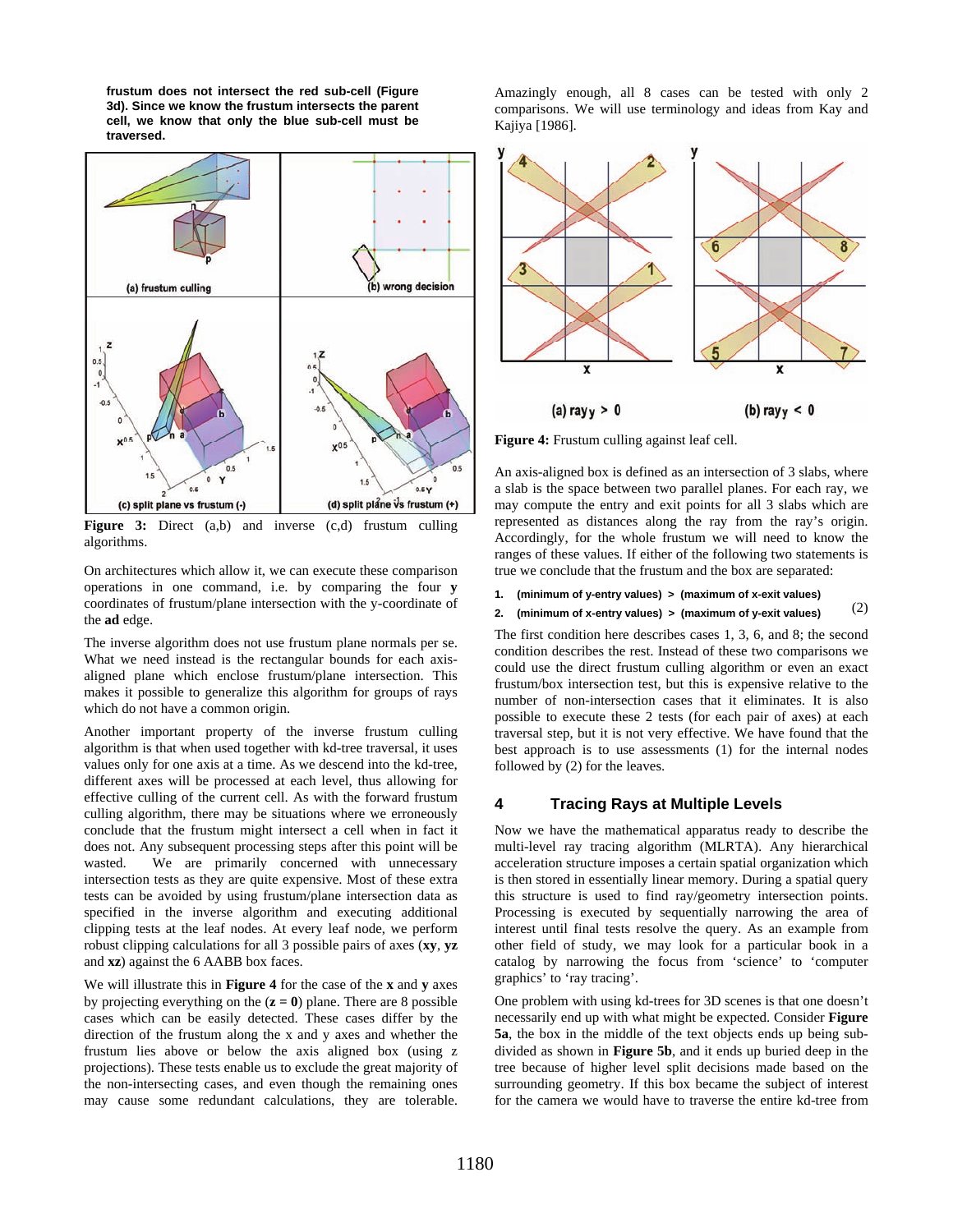**frustum does not intersect the red sub-cell (Figure 3d). Since we know the frustum intersects the parent cell, we know that only the blue sub-cell must be traversed.**

**Figure 3:** Direct (a,b) and inverse (c,d) frustum culling algorithms.

On architectures which allow it, we can execute these comparison operations in one command, i.e. by comparing the four **y** coordinates of frustum/plane intersection with the y-coordinate of the **ad** edge.

The inverse algorithm does not use frustum plane normals per se. What we need instead is the rectangular bounds for each axis-aligned plane which enclose frustum/plane intersection. This makes it possible to generalize this algorithm for groups of rays which do not have a common origin.

Another important property of the inverse frustum culling algorithm is that when used together with kd-tree traversal, it uses values only for one axis at a time. As we descend into the kd-tree, different axes will be processed at each level, thus allowing for effective culling of the current cell. As with the forward frustum culling algorithm, there may be situations where we erroneously conclude that the frustum might intersect a cell when in fact it does not. Any subsequent processing steps after this point will be wasted. We are primarily concerned with unnecessary intersection tests as they are quite expensive. Most of these extra tests can be avoided by using frustum/plane intersection data as specified in the inverse algorithm and executing additional clipping tests at the leaf nodes. At every leaf node, we perform robust clipping calculations for all 3 possible pairs of axes (**xy**, **yz** and **xz**) against the 6 AABB box faces.

We will illustrate this in **Figure 4** for the case of the **x** and **y** axes by projecting everything on the (**z = 0**) plane. There are 8 possible cases which can be easily detected. These cases differ by the direction of the frustum along the x and y axes and whether the frustum lies above or below the axis aligned box (using z projections). These tests enable us to exclude the great majority of the non-intersecting cases, and even though the remaining ones may cause some redundant calculations, they are tolerable. Amazingly enough, all 8 cases can be tested with only 2 comparisons. We will use terminology and ideas from Kay and Kajiya [1986].

**Figure 4:** Frustum culling against leaf cell.

An axis-aligned box is defined as an intersection of 3 slabs, where a slab is the space between two parallel planes. For each ray, we may compute the entry and exit points for all 3 slabs which are represented as distances along the ray from the ray's origin. Accordingly, for the whole frustum we will need to know the ranges of these values. If either of the following two statements is true we conclude that the frustum and the box are separated:

1. **(minimum of y-entry values) > (maximum of x-exit values)**
2. **(minimum of x-entry values) > (maximum of y-exit values)** (2)

The first condition here describes cases 1, 3, 6, and 8; the second condition describes the rest. Instead of these two comparisons we could use the direct frustum culling algorithm or even an exact frustum/box intersection test, but this is expensive relative to the number of non-intersection cases that it eliminates. It is also possible to execute these 2 tests (for each pair of axes) at each traversal step, but it is not very effective. We have found that the best approach is to use assessments (1) for the internal nodes followed by (2) for the leaves.

## 4 Tracing Rays at Multiple Levels

Now we have the mathematical apparatus ready to describe the multi-level ray tracing algorithm (MLRTA). Any hierarchical acceleration structure imposes a certain spatial organization which is then stored in essentially linear memory. During a spatial query this structure is used to find ray/geometry intersection points. Processing is executed by sequentially narrowing the area of interest until final tests resolve the query. As an example from other field of study, we may look for a particular book in a catalog by narrowing the focus from 'science' to 'computer graphics' to 'ray tracing'.

One problem with using kd-trees for 3D scenes is that one doesn't necessarily end up with what might be expected. Consider **Figure 5a**, the box in the middle of the text objects ends up being sub-divided as shown in **Figure 5b**, and it ends up buried deep in the tree because of higher level split decisions made based on the surrounding geometry. If this box became the subject of interest for the camera we would have to traverse the entire kd-tree from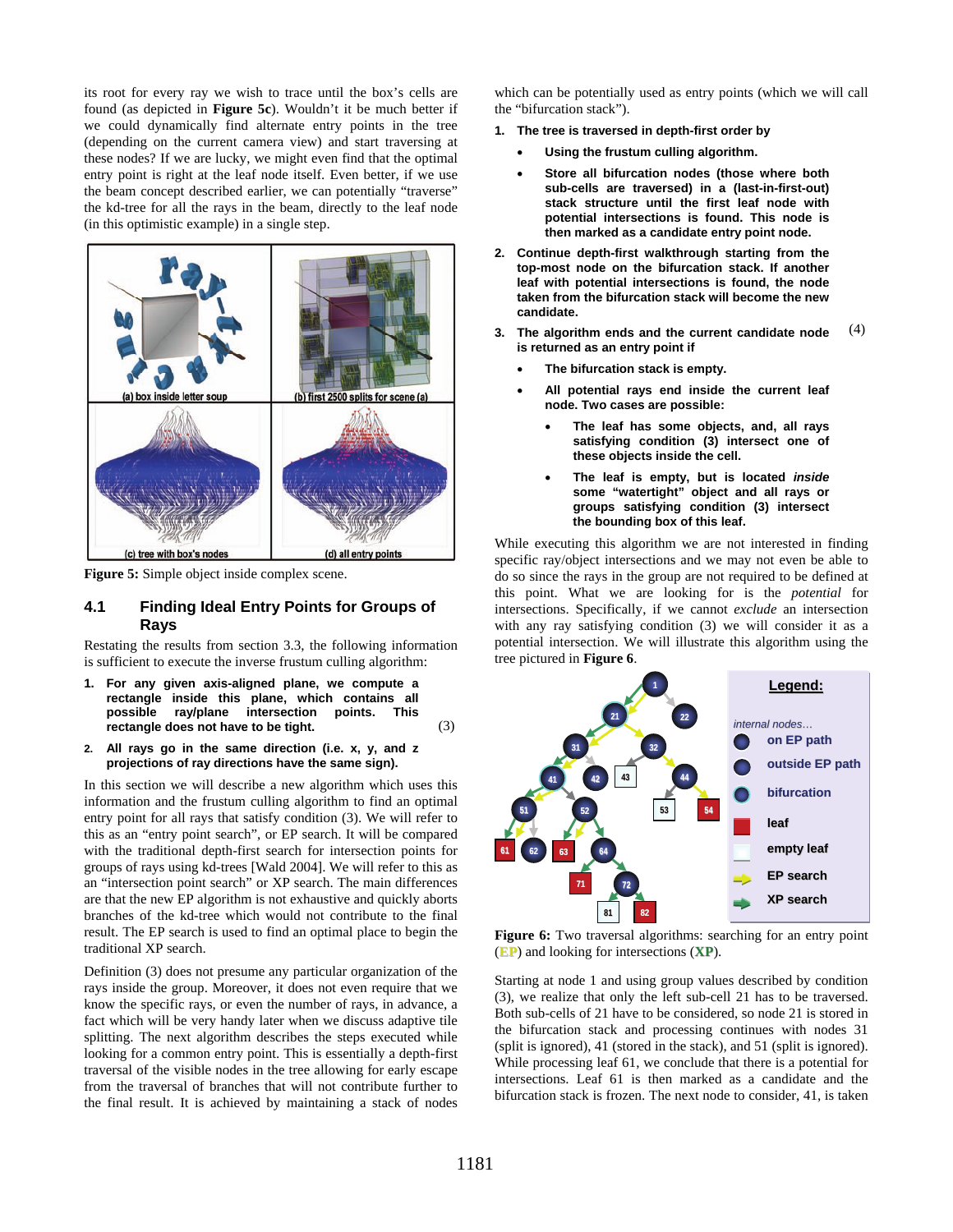its root for every ray we wish to trace until the box's cells are found (as depicted in **Figure 5c**). Wouldn't it be much better if we could dynamically find alternate entry points in the tree (depending on the current camera view) and start traversing at these nodes? If we are lucky, we might even find that the optimal entry point is right at the leaf node itself. Even better, if we use the beam concept described earlier, we can potentially "traverse" the kd-tree for all the rays in the beam, directly to the leaf node (in this optimistic example) in a single step.

**Figure 5:** Simple object inside complex scene.

## 4.1 Finding Ideal Entry Points for Groups of Rays

Restating the results from section 3.3, the following information is sufficient to execute the inverse frustum culling algorithm:

**1. For any given axis-aligned plane, we compute a rectangle inside this plane, which contains all possible ray/plane intersection points. This rectangle does not have to be tight.** (3)

**2. All rays go in the same direction (i.e. x, y, and z projections of ray directions have the same sign).**

In this section we will describe a new algorithm which uses this information and the frustum culling algorithm to find an optimal entry point for all rays that satisfy condition (3). We will refer to this as an "entry point search", or EP search. It will be compared with the traditional depth-first search for intersection points for groups of rays using kd-trees [Wald 2004]. We will refer to this as an "intersection point search" or XP search. The main differences are that the new EP algorithm is not exhaustive and quickly aborts branches of the kd-tree which would not contribute to the final result. The EP search is used to find an optimal place to begin the traditional XP search.

Definition (3) does not presume any particular organization of the rays inside the group. Moreover, it does not even require that we know the specific rays, or even the number of rays, in advance, a fact which will be very handy later when we discuss adaptive tile splitting. The next algorithm describes the steps executed while looking for a common entry point. This is essentially a depth-first traversal of the visible nodes in the tree allowing for early escape from the traversal of branches that do not contribute further to the final result. It is achieved by maintaining a stack of nodes which can be potentially used as entry points (which we will call the "bifurcation stack").

**1. The tree is traversed in depth-first order by**
- **Using the frustum culling algorithm.**
- **Store all bifurcation nodes (those where both sub-cells are traversed) in a (last-in-first-out) stack structure until the first leaf node with potential intersections is found. This node is then marked as a candidate entry point node.**

**2. Continue depth-first walkthrough starting from the top-most node on the bifurcation stack. If another leaf with potential intersections is found, the node taken from the bifurcation stack will become the new candidate.**

**3. The algorithm ends and the current candidate node is returned as an entry point if** (4)
- **The bifurcation stack is empty.**
- **All potential rays end inside the current leaf node. Two cases are possible:**
  - **The leaf has some objects, and, all rays satisfying condition (3) intersect one of these objects inside the cell.**
  - **The leaf is empty, but is located *inside* some "watertight" object and all rays or groups satisfying condition (3) intersect the bounding box of this leaf.**

While executing this algorithm we are not interested in finding specific ray/object intersections and we may not even be able to do so since the rays in the group are not required to be defined at this point. What we are looking for is the *potential* for intersections. Specifically, if we cannot *exclude* an intersection with any ray satisfying condition (3) we will consider it as a potential intersection. We will illustrate this algorithm using the tree pictured in **Figure 6**.

**Figure 6:** Two traversal algorithms: searching for an entry point (**EP**) and looking for intersections (**XP**).

Starting at node 1 and using group values described by condition (3), we realize that only the left sub-cell 21 has to be traversed. Both sub-cells of 21 have to be considered, so node 21 is stored in the bifurcation stack and processing continues with nodes 31 (split is ignored), 41 (stored in the stack), and 51 (split is ignored). While processing leaf 61, we conclude that there is a potential for intersections. Leaf 61 is then marked as a candidate and the bifurcation stack is frozen. The next node to consider, 41, is taken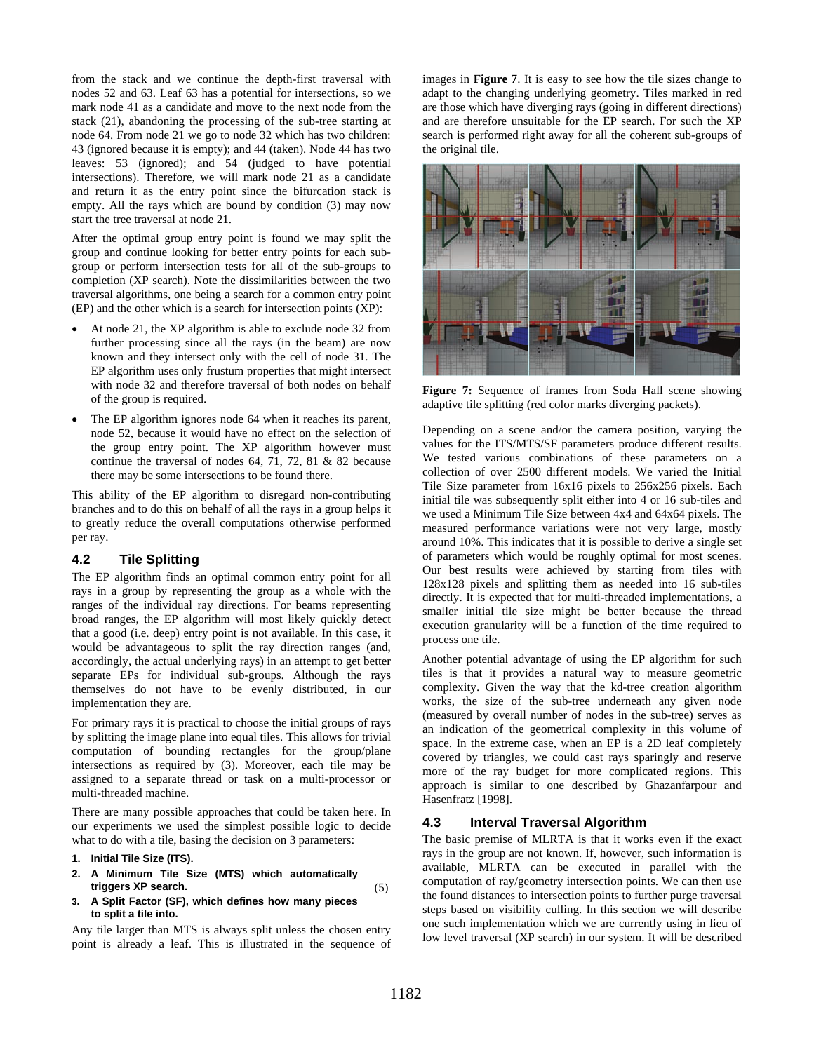from the stack and we continue the depth-first traversal with nodes 52 and 63. Leaf 63 has a potential for intersections, so we mark node 41 as a candidate and move to the next node from the stack (21), abandoning the processing of the sub-tree starting at node 64. From node 21 we go to node 32 which has two children: 43 (ignored because it is empty); and 44 (taken). Node 44 has two leaves: 53 (ignored); and 54 (judged to have potential intersections). Therefore, we will mark node 21 as a candidate and return it as the entry point since the bifurcation stack is empty. All the rays which are bound by condition (3) may now start the tree traversal at node 21.

After the optimal group entry point is found we may split the group and continue looking for better entry points for each sub-group or perform intersection tests for all of the sub-groups to completion (XP search). Note the dissimilarities between the two traversal algorithms, one being a search for a common entry point (EP) and the other which is a search for intersection points (XP):

- At node 21, the XP algorithm is able to exclude node 32 from further processing since all the rays (in the beam) are now known and they intersect only with the cell of node 31. The EP algorithm uses only frustum properties that might intersect with node 32 and therefore traversal of both nodes on behalf of the group is required.
- The EP algorithm ignores node 64 when it reaches its parent, node 52, because it would have no effect on the selection of the group entry point. The XP algorithm however must continue the traversal of nodes 64, 71, 72, 81 & 82 because there may be some intersections to be found there.

This ability of the EP algorithm to disregard non-contributing branches and to do this on behalf of all the rays in a group helps it to greatly reduce the overall computations otherwise performed per ray.

## 4.2 Tile Splitting

The EP algorithm finds an optimal common entry point for all rays in a group by representing the group as a whole with the ranges of the individual ray directions. For beams representing broad ranges, the EP algorithm will most likely quickly detect that a good (i.e. deep) entry point is not available. In this case, it would be advantageous to split the ray direction ranges (and, accordingly, the actual underlying rays) in an attempt to get better separate EPs for individual sub-groups. Although the rays themselves do not have to be evenly distributed, in our implementation they are.

For primary rays it is practical to choose the initial groups of rays by splitting the image plane into equal tiles. This allows for trivial computation of bounding rectangles for the group/plane intersections as required by (3). Moreover, each tile may be assigned to a separate thread or task on a multi-processor or multi-threaded machine.

There are many possible approaches that could be taken here. In our experiments we used the simplest possible logic to decide what to do with a tile, basing the decision on 3 parameters:

1. **Initial Tile Size (ITS).**
2. **A Minimum Tile Size (MTS) which automatically triggers XP search.** (5)
3. **A Split Factor (SF), which defines how many pieces to split a tile into.**

Any tile larger than MTS is always split unless the chosen entry point is already a leaf. This is illustrated in the sequence of images in **Figure 7**. It is easy to see how the tile sizes change to adapt to the changing underlying geometry. Tiles marked in red are those which have diverging rays (going in different directions) and are therefore unsuitable for the EP search. For such the XP search is performed right away for all the coherent sub-groups of the original tile.

**Figure 7:** Sequence of frames from Soda Hall scene showing adaptive tile splitting (red color marks diverging packets).

Depending on a scene and/or the camera position, varying the values for the ITS/MTS/SF parameters produce different results. We tested various combinations of these parameters on a collection of over 2500 different models. We varied the Initial Tile Size parameter from 16x16 pixels to 256x256 pixels. Each initial tile was subsequently split either into 4 or 16 sub-tiles and we used a Minimum Tile Size between 4x4 and 64x64 pixels. The measured performance variations were not very large, mostly around 10%. This indicates that it is possible to derive a single set of parameters which would be roughly optimal for most scenes. Our best results were achieved by starting from tiles with 128x128 pixels and splitting them as needed into 16 sub-tiles directly. It is expected that for multi-threaded implementations, a smaller initial tile size might be better because the thread execution granularity will be a function of the time required to process one tile.

Another potential advantage of using the EP algorithm for such tiles is that it provides a natural way to measure geometric complexity. Given the way that the kd-tree creation algorithm works, the size of the sub-tree underneath any given node (measured by overall number of nodes in the sub-tree) serves as an indication of the geometrical complexity in this volume of space. In the extreme case, when an EP is a 2D leaf completely covered by triangles, we could cast rays sparingly and reserve more of the ray budget for more complicated regions. This approach is similar to one described by Ghazanfarpour and Hasenfratz [1998].

## 4.3 Interval Traversal Algorithm

The basic premise of MLRTA is that it works even if the exact rays in the group are not known. If, however, such information is available, MLRTA can be executed in parallel with the computation of ray/geometry intersection points. We can then use the found distances to intersection points to further purge traversal steps based on visibility culling. In this section we will describe one such implementation which we are currently using in lieu of low level traversal (XP search) in our system. It will be described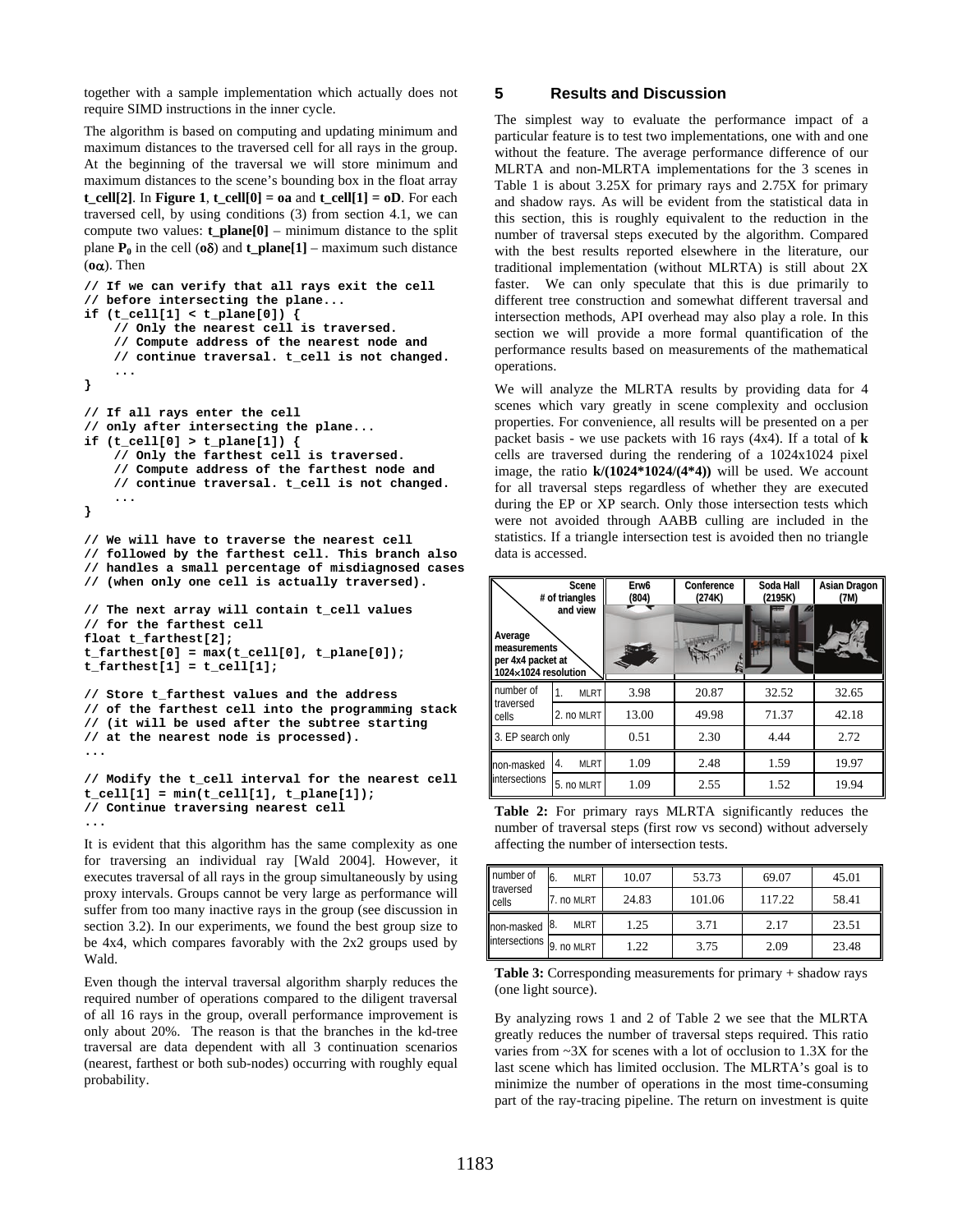together with a sample implementation which actually does not require SIMD instructions in the inner cycle.

The algorithm is based on computing and updating minimum and maximum distances to the traversed cell for all rays in the group. At the beginning of the traversal we will store minimum and maximum distances to the scene's bounding box in the float array **t_cell[2]**. In **Figure 1**, **t_cell[0] = oa** and **t_cell[1] = oD**. For each traversed cell, by using conditions (3) from section 4.1, we can compute two values: **t_plane[0]** – minimum distance to the split plane $\mathbf{P_0}$ in the cell ($\mathbf{o}\delta$) and **t_plane[1]** – maximum such distance ($\mathbf{o}\alpha$). Then

```
// If we can verify that all rays exit the cell
// before intersecting the plane...
if (t_cell[1] < t_plane[0]) {
    // Only the nearest cell is traversed.
    // Compute address of the nearest node and
    // continue traversal. t_cell is not changed.
    ...
}

// If all rays enter the cell
// only after intersecting the plane...
if (t_cell[0] > t_plane[1]) {
    // Only the farthest cell is traversed.
    // Compute address of the farthest node and
    // continue traversal. t_cell is not changed.
    ...
}

// We will have to traverse the nearest cell
// followed by the farthest cell. This branch also
// handles a small percentage of misdiagnosed cases
// (when only one cell is actually traversed).

// The next array will contain t_cell values
// for the farthest cell
float t_farthest[2];
t_farthest[0] = max(t_cell[0], t_plane[0]);
t_farthest[1] = t_cell[1];

// Store t_farthest values and the address
// of the farthest cell into the programming stack
// (it will be used after the subtree starting
// at the nearest node is processed).
...

// Modify the t_cell interval for the nearest cell
t_cell[1] = min(t_cell[1], t_plane[1]);
// Continue traversing nearest cell
...
```

It is evident that this algorithm has the same complexity as one for traversing an individual ray [Wald 2004]. However, it executes traversal of all rays in the group simultaneously by using proxy intervals. Groups cannot be very large as performance will suffer from too many inactive rays in the group (see discussion in section 3.2). In our experiments, we found the best group size to be 4x4, which compares favorably with the 2x2 groups used by Wald.

Even though the interval traversal algorithm sharply reduces the required number of operations compared to the diligent traversal of all 16 rays in the group, overall performance improvement is only about 20%. The reason is that the branches in the kd-tree traversal are data dependent with all 3 continuation scenarios (nearest, farthest or both sub-nodes) occurring with roughly equal probability.

## 5 Results and Discussion

The simplest way to evaluate the performance impact of a particular feature is to test two implementations, one with and one without the feature. The average performance difference of our MLRTA and non-MLRTA implementations for the 3 scenes in Table 1 is about 3.25X for primary rays and 2.75X for primary and shadow rays. As will be evident from the statistical data in this section, this is roughly equivalent to the reduction in the number of traversal steps executed by the algorithm. Compared with the best results reported elsewhere in the literature, our traditional implementation (without MLRTA) is still about 2X faster. We can only speculate that this is due primarily to different tree construction and somewhat different traversal and intersection methods, API overhead may also play a role. In this section we will provide a more formal quantification of the performance results based on measurements of the mathematical operations.

We will analyze the MLRTA results by providing data for 4 scenes which vary greatly in scene complexity and occlusion properties. For convenience, all results will be presented on a per packet basis - we use packets with 16 rays (4x4). If a total of **k** cells are traversed during the rendering of a 1024x1024 pixel image, the ratio **k/(1024*1024/(4*4))** will be used. We account for all traversal steps regardless of whether they are executed during the EP or XP search. Only those intersection tests which were not avoided through AABB culling are included in the statistics. If a triangle intersection test is avoided then no triangle data is accessed.

| Scene / # of triangles and view — Average measurements per 4x4 packet at 1024×1024 resolution | | Erw6 (804) | Conference (274K) | Soda Hall (2195K) | Asian Dragon (7M) |
|---|---|---|---|---|---|
| number of traversed cells | 1. MLRT | 3.98 | 20.87 | 32.52 | 32.65 |
| | 2. no MLRT | 13.00 | 49.98 | 71.37 | 42.18 |
| 3. EP search only | | 0.51 | 2.30 | 4.44 | 2.72 |
| non-masked intersections | 4. MLRT | 1.09 | 2.48 | 1.59 | 19.97 |
| | 5. no MLRT | 1.09 | 2.55 | 1.52 | 19.94 |

**Table 2:** For primary rays MLRTA significantly reduces the number of traversal steps (first row vs second) without adversely affecting the number of intersection tests.

| | | Erw6 | Conference | Soda Hall | Asian Dragon |
|---|---|---|---|---|---|
| number of traversed cells | 6. MLRT | 10.07 | 53.73 | 69.07 | 45.01 |
| | 7. no MLRT | 24.83 | 101.06 | 117.22 | 58.41 |
| non-masked intersections | 8. MLRT | 1.25 | 3.71 | 2.17 | 23.51 |
| | 9. no MLRT | 1.22 | 3.75 | 2.09 | 23.48 |

**Table 3:** Corresponding measurements for primary + shadow rays (one light source).

By analyzing rows 1 and 2 of Table 2 we see that the MLRTA greatly reduces the number of traversal steps required. This ratio varies from ~3X for scenes with a lot of occlusion to 1.3X for the last scene which has limited occlusion. The MLRTA's goal is to minimize the number of operations in the most time-consuming part of the ray-tracing pipeline. The return on investment is quite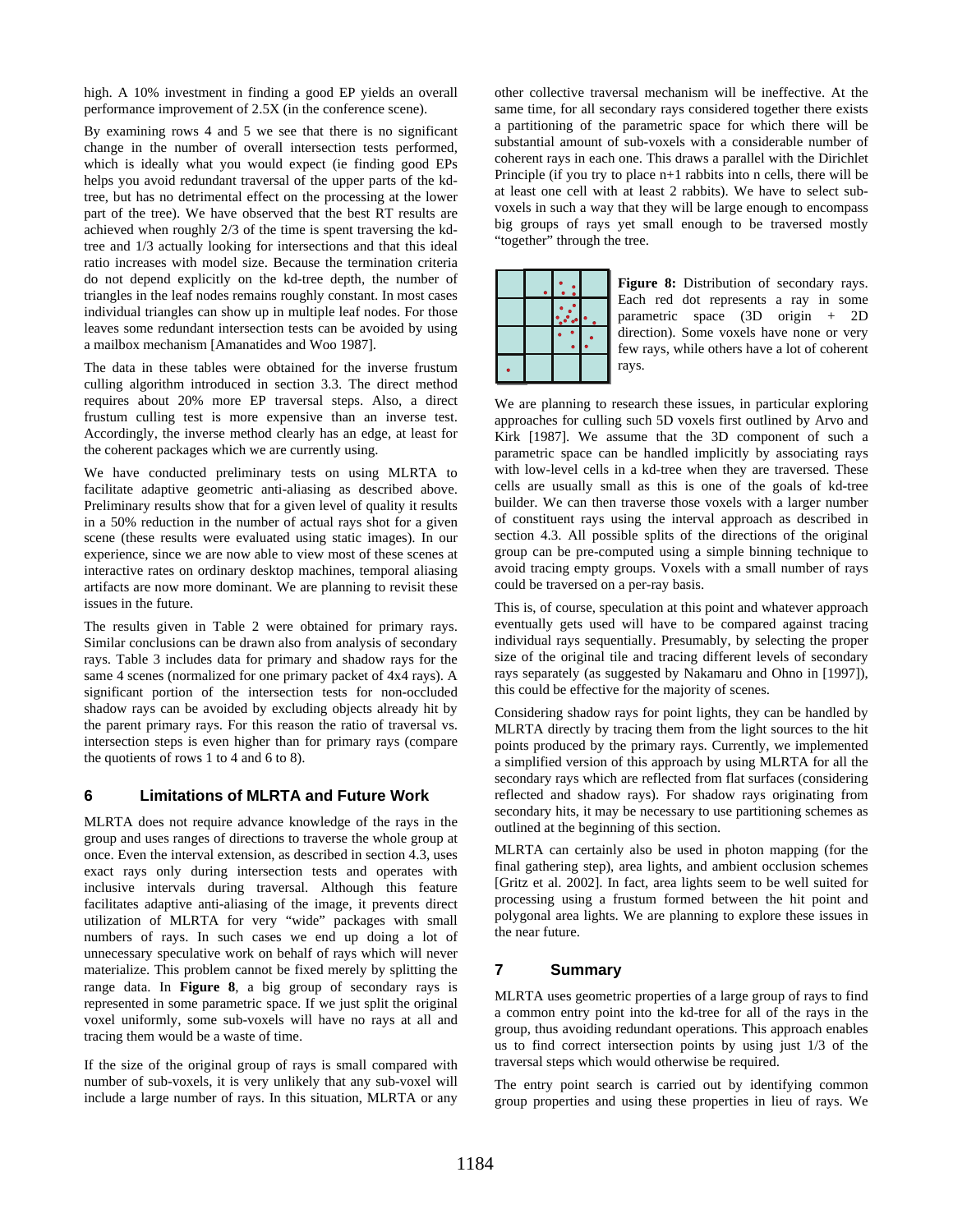high. A 10% investment in finding a good EP yields an overall performance improvement of 2.5X (in the conference scene).

By examining rows 4 and 5 we see that there is no significant change in the number of overall intersection tests performed, which is ideally what you would expect (ie finding good EPs helps you avoid redundant traversal of the upper parts of the kd-tree, but has no detrimental effect on the processing at the lower part of the tree). We have observed that the best RT results are achieved when roughly 2/3 of the time is spent traversing the kd-tree and 1/3 actually looking for intersections and that this ideal ratio increases with model size. Because the termination criteria do not depend explicitly on the kd-tree depth, the number of triangles in the leaf nodes remains roughly constant. In most cases individual triangles can show up in multiple leaf nodes. For those leaves some redundant intersection tests can be avoided by using a mailbox mechanism [Amanatides and Woo 1987].

The data in these tables were obtained for the inverse frustum culling algorithm introduced in section 3.3. The direct method requires about 20% more EP traversal steps. Also, a direct frustum culling test is more expensive than an inverse test. Accordingly, the inverse method clearly has an edge, at least for the coherent packages which we are currently using.

We have conducted preliminary tests on using MLRTA to facilitate adaptive geometric anti-aliasing as described above. Preliminary results show that for a given level of quality it results in a 50% reduction in the number of actual rays shot for a given scene (these results were evaluated using static images). In our experience, since we are now able to view most of these scenes at interactive rates on ordinary desktop machines, temporal aliasing artifacts are now more dominant. We are planning to revisit these issues in the future.

The results given in Table 2 were obtained for primary rays. Similar conclusions can be drawn also from analysis of secondary rays. Table 3 includes data for primary and shadow rays for the same 4 scenes (normalized for one primary packet of 4x4 rays). A significant portion of the intersection tests for non-occluded shadow rays can be avoided by excluding objects already hit by the parent primary rays. For this reason the ratio of traversal vs. intersection steps is even higher than for primary rays (compare the quotients of rows 1 to 4 and 6 to 8).

## 6 Limitations of MLRTA and Future Work

MLRTA does not require advance knowledge of the rays in the group and uses ranges of directions to traverse the whole group at once. Even the interval extension, as described in section 4.3, uses exact rays only during intersection tests and operates with inclusive intervals during traversal. Although this feature facilitates adaptive anti-aliasing of the image, it prevents direct utilization of MLRTA for very "wide" packages with small numbers of rays. In such cases we end up doing a lot of unnecessary speculative work on behalf of rays which will never materialize. This problem cannot be fixed merely by splitting the range data. In **Figure 8**, a big group of secondary rays is represented in some parametric space. If we just split the original voxel uniformly, some sub-voxels will have no rays at all and tracing them would be a waste of time.

If the size of the original group of rays is small compared with number of sub-voxels, it is very unlikely that any sub-voxel will include a large number of rays. In this situation, MLRTA or any other collective traversal mechanism will be ineffective. At the same time, for all secondary rays considered together there exists a partitioning of the parametric space for which there will be substantial amount of sub-voxels with a considerable number of coherent rays in each one. This draws a parallel with the Dirichlet Principle (if you try to place n+1 rabbits into n cells, there will be at least one cell with at least 2 rabbits). We have to select sub-voxels in such a way that they will be large enough to encompass big groups of rays yet small enough to be traversed mostly "together" through the tree.

**Figure 8:** Distribution of secondary rays. Each red dot represents a ray in some parametric space (3D origin + 2D direction). Some voxels have none or very few rays, while others have a lot of coherent rays.

We are planning to research these issues, in particular exploring approaches for culling such 5D voxels first outlined by Arvo and Kirk [1987]. We assume that the 3D component of such a parametric space can be handled implicitly by associating rays with low-level cells in a kd-tree when they are traversed. These cells are usually small as this is one of the goals of kd-tree builder. We can then traverse those voxels with a larger number of constituent rays using the interval approach as described in section 4.3. All possible splits of the directions of the original group can be pre-computed using a simple binning technique to avoid tracing empty groups. Voxels with a small number of rays could be traversed on a per-ray basis.

This is, of course, speculation at this point and whatever approach eventually gets used will have to be compared against tracing individual rays sequentially. Presumably, by selecting the proper size of the original tile and tracing different levels of secondary rays separately (as suggested by Nakamaru and Ohno in [1997]), this could be effective for the majority of scenes.

Considering shadow rays for point lights, they can be handled by MLRTA directly by tracing them from the light sources to the hit points produced by the primary rays. Currently, we implemented a simplified version of this approach by using MLRTA for all the secondary rays which are reflected from flat surfaces (considering reflected and shadow rays). For shadow rays originating from secondary hits, it may be necessary to use partitioning schemes as outlined at the beginning of this section.

MLRTA can certainly also be used in photon mapping (for the final gathering step), area lights, and ambient occlusion schemes [Gritz et al. 2002]. In fact, area lights seem to be well suited for processing using a frustum formed between the hit point and polygonal area lights. We are planning to explore these issues in the near future.

## 7 Summary

MLRTA uses geometric properties of a large group of rays to find a common entry point into the kd-tree for all of the rays in the group, thus avoiding redundant operations. This approach enables us to find correct intersection points by using just 1/3 of the traversal steps which would otherwise be required.

The entry point search is carried out by identifying common group properties and using these properties in lieu of rays. We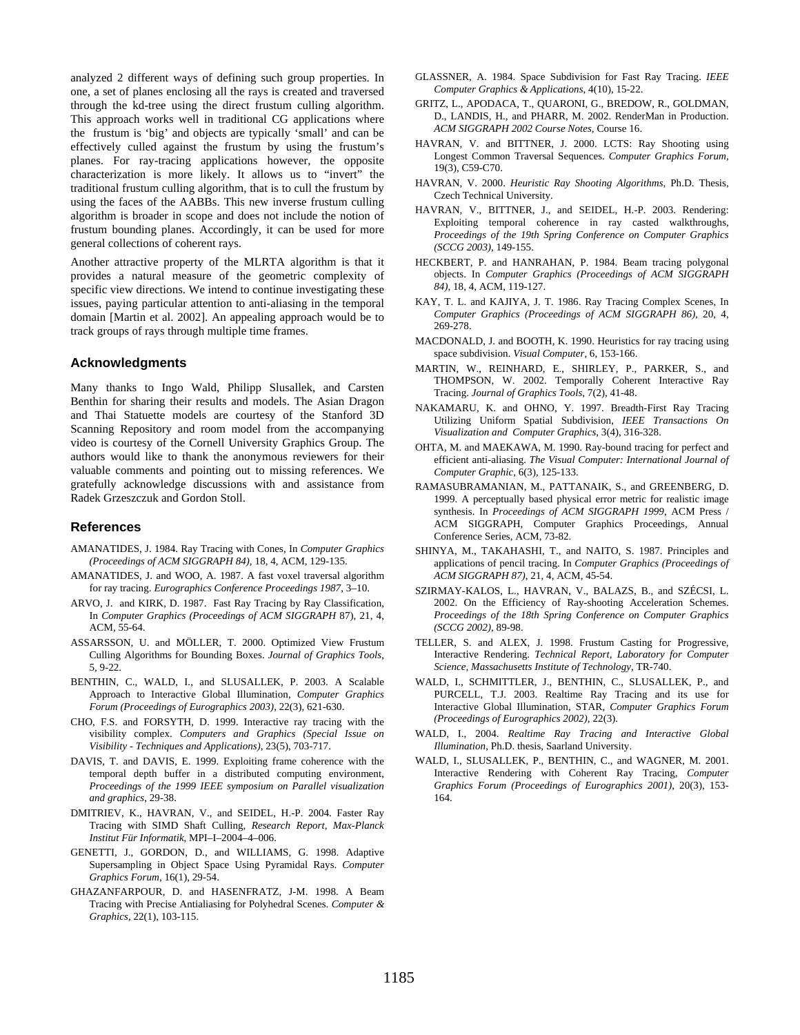analyzed 2 different ways of defining such group properties. In one, a set of planes enclosing all the rays is created and traversed through the kd-tree using the direct frustum culling algorithm. This approach works well in traditional CG applications where the frustum is 'big' and objects are typically 'small' and can be effectively culled against the frustum by using the frustum's planes. For ray-tracing applications however, the opposite characterization is more likely. It allows us to "invert" the traditional frustum culling algorithm, that is to cull the frustum by using the faces of the AABBs. This new inverse frustum culling algorithm is broader in scope and does not include the notion of frustum bounding planes. Accordingly, it can be used for more general collections of coherent rays.

Another attractive property of the MLRTA algorithm is that it provides a natural measure of the geometric complexity of specific view directions. We intend to continue investigating these issues, paying particular attention to anti-aliasing in the temporal domain [Martin et al. 2002]. An appealing approach would be to track groups of rays through multiple time frames.

### Acknowledgments

Many thanks to Ingo Wald, Philipp Slusallek, and Carsten Benthin for sharing their results and models. The Asian Dragon and Thai Statuette models are courtesy of the Stanford 3D Scanning Repository and room model from the accompanying video is courtesy of the Cornell University Graphics Group. The authors would like to thank the anonymous reviewers for their valuable comments and pointing out to missing references. We gratefully acknowledge discussions with and assistance from Radek Grzeszczuk and Gordon Stoll.

### References

AMANATIDES, J. 1984. Ray Tracing with Cones, In *Computer Graphics (Proceedings of ACM SIGGRAPH 84)*, 18, 4, ACM, 129-135.

AMANATIDES, J. and WOO, A. 1987. A fast voxel traversal algorithm for ray tracing. *Eurographics Conference Proceedings 1987*, 3–10.

ARVO, J. and KIRK, D. 1987. Fast Ray Tracing by Ray Classification, In *Computer Graphics (Proceedings of ACM SIGGRAPH* 87), 21, 4, ACM, 55-64.

ASSARSSON, U. and MÖLLER, T. 2000. Optimized View Frustum Culling Algorithms for Bounding Boxes. *Journal of Graphics Tools*, 5, 9-22.

BENTHIN, C., WALD, I., and SLUSALLEK, P. 2003. A Scalable Approach to Interactive Global Illumination, *Computer Graphics Forum (Proceedings of Eurographics 2003)*, 22(3), 621-630.

CHO, F.S. and FORSYTH, D. 1999. Interactive ray tracing with the visibility complex. *Computers and Graphics (Special Issue on Visibility - Techniques and Applications)*, 23(5), 703-717.

DAVIS, T. and DAVIS, E. 1999. Exploiting frame coherence with the temporal depth buffer in a distributed computing environment, *Proceedings of the 1999 IEEE symposium on Parallel visualization and graphics*, 29-38.

DMITRIEV, K., HAVRAN, V., and SEIDEL, H.-P. 2004. Faster Ray Tracing with SIMD Shaft Culling, *Research Report, Max-Planck Institut Für Informatik*, MPI–I–2004–4–006.

GENETTI, J., GORDON, D., and WILLIAMS, G. 1998. Adaptive Supersampling in Object Space Using Pyramidal Rays. *Computer Graphics Forum*, 16(1), 29-54.

GHAZANFARPOUR, D. and HASENFRATZ, J-M. 1998. A Beam Tracing with Precise Antialiasing for Polyhedral Scenes. *Computer & Graphics*, 22(1), 103-115.

GLASSNER, A. 1984. Space Subdivision for Fast Ray Tracing. *IEEE Computer Graphics & Applications*, 4(10), 15-22.

GRITZ, L., APODACA, T., QUARONI, G., BREDOW, R., GOLDMAN, D., LANDIS, H., and PHARR, M. 2002. RenderMan in Production. *ACM SIGGRAPH 2002 Course Notes*, Course 16.

HAVRAN, V. and BITTNER, J. 2000. LCTS: Ray Shooting using Longest Common Traversal Sequences. *Computer Graphics Forum*, 19(3), C59-C70.

HAVRAN, V. 2000. *Heuristic Ray Shooting Algorithms*, Ph.D. Thesis, Czech Technical University.

HAVRAN, V., BITTNER, J., and SEIDEL, H.-P. 2003. Rendering: Exploiting temporal coherence in ray casted walkthroughs, *Proceedings of the 19th Spring Conference on Computer Graphics (SCCG 2003)*, 149-155.

HECKBERT, P. and HANRAHAN, P. 1984. Beam tracing polygonal objects. In *Computer Graphics (Proceedings of ACM SIGGRAPH 84)*, 18, 4, ACM, 119-127.

KAY, T. L. and KAJIYA, J. T. 1986. Ray Tracing Complex Scenes, In *Computer Graphics (Proceedings of ACM SIGGRAPH 86)*, 20, 4, 269-278.

MACDONALD, J. and BOOTH, K. 1990. Heuristics for ray tracing using space subdivision. *Visual Computer*, 6, 153-166.

MARTIN, W., REINHARD, E., SHIRLEY, P., PARKER, S., and THOMPSON, W. 2002. Temporally Coherent Interactive Ray Tracing. *Journal of Graphics Tools*, 7(2), 41-48.

NAKAMARU, K. and OHNO, Y. 1997. Breadth-First Ray Tracing Utilizing Uniform Spatial Subdivision, *IEEE Transactions On Visualization and Computer Graphics*, 3(4), 316-328.

OHTA, M. and MAEKAWA, M. 1990. Ray-bound tracing for perfect and efficient anti-aliasing. *The Visual Computer: International Journal of Computer Graphic*, 6(3), 125-133.

RAMASUBRAMANIAN, M., PATTANAIK, S., and GREENBERG, D. 1999. A perceptually based physical error metric for realistic image synthesis. In *Proceedings of ACM SIGGRAPH 1999*, ACM Press / ACM SIGGRAPH, Computer Graphics Proceedings, Annual Conference Series, ACM, 73-82.

SHINYA, M., TAKAHASHI, T., and NAITO, S. 1987. Principles and applications of pencil tracing. In *Computer Graphics (Proceedings of ACM SIGGRAPH 87)*, 21, 4, ACM, 45-54.

SZIRMAY-KALOS, L., HAVRAN, V., BALAZS, B., and SZÉCSI, L. 2002. On the Efficiency of Ray-shooting Acceleration Schemes. *Proceedings of the 18th Spring Conference on Computer Graphics (SCCG 2002)*, 89-98.

TELLER, S. and ALEX, J. 1998. Frustum Casting for Progressive, Interactive Rendering. *Technical Report, Laboratory for Computer Science, Massachusetts Institute of Technology*, TR-740.

WALD, I., SCHMITTLER, J., BENTHIN, C., SLUSALLEK, P., and PURCELL, T.J. 2003. Realtime Ray Tracing and its use for Interactive Global Illumination, STAR, *Computer Graphics Forum (Proceedings of Eurographics 2002)*, 22(3).

WALD, I., 2004. *Realtime Ray Tracing and Interactive Global Illumination*, Ph.D. thesis, Saarland University.

WALD, I., SLUSALLEK, P., BENTHIN, C., and WAGNER, M. 2001. Interactive Rendering with Coherent Ray Tracing, *Computer Graphics Forum (Proceedings of Eurographics 2001)*, 20(3), 153-164.